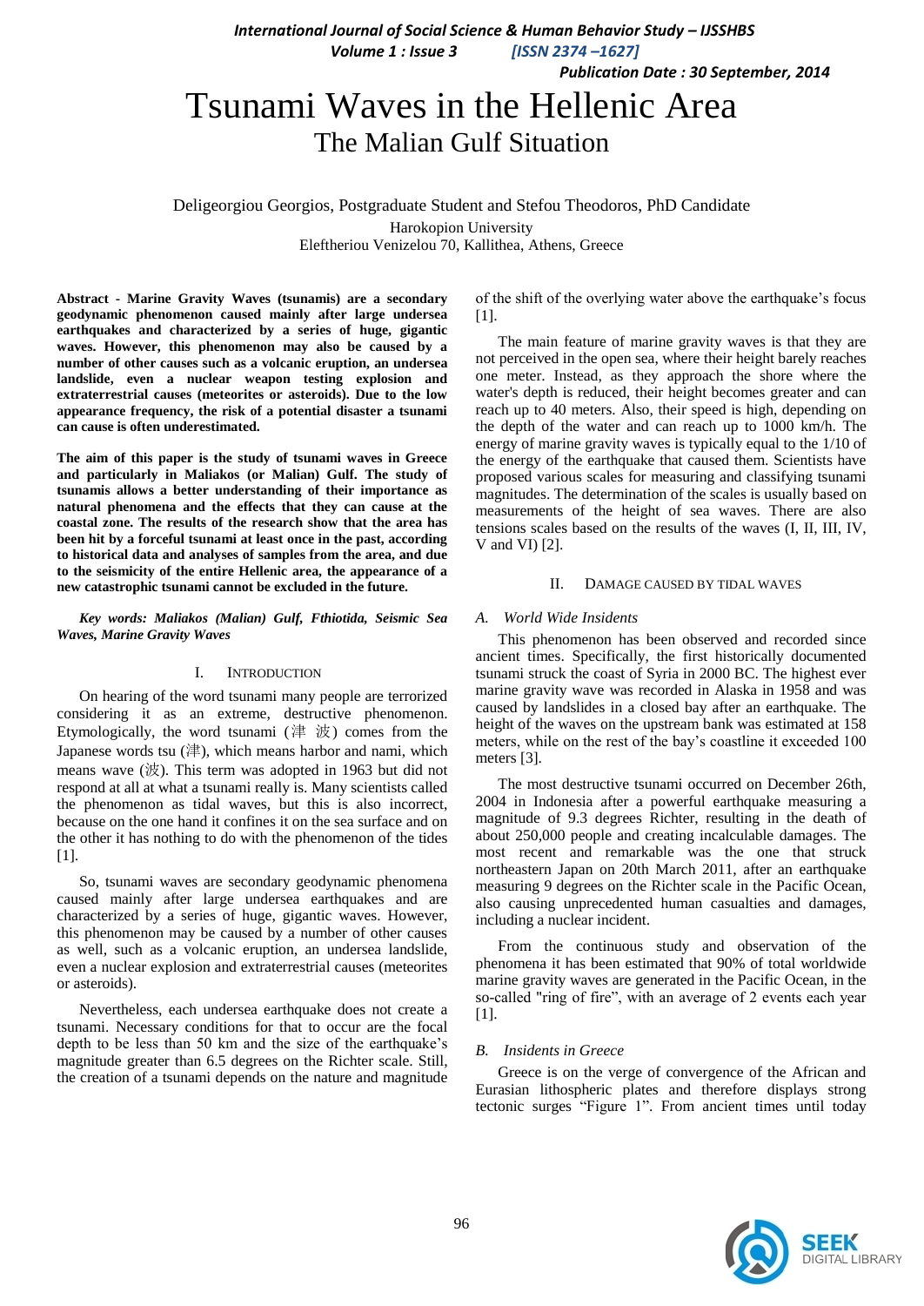# Tsunami Waves in the Hellenic Area

## The Malian Gulf Situation

Deligeorgiou Georgios, Postgraduate Student and Stefou Theodoros, PhD Candidate

Harokopion University

Eleftheriou Venizelou 70, Kallithea, Athens, Greece

**Abstract - Marine Gravity Waves (tsunamis) are a secondary geodynamic phenomenon caused mainly after large undersea earthquakes and characterized by a series of huge, gigantic waves. However, this phenomenon may also be caused by a number of other causes such as a volcanic eruption, an undersea landslide, even a nuclear weapon testing explosion and extraterrestrial causes (meteorites or asteroids). Due to the low appearance frequency, the risk of a potential disaster a tsunami can cause is often underestimated.**

**The aim of this paper is the study of tsunami waves in Greece and particularly in Maliakos (or Malian) Gulf. The study of tsunamis allows a better understanding of their importance as natural phenomena and the effects that they can cause at the coastal zone. The results of the research show that the area has been hit by a forceful tsunami at least once in the past, according to historical data and analyses of samples from the area, and due to the seismicity of the entire Hellenic area, the appearance of a new catastrophic tsunami cannot be excluded in the future.**

***Key words: Maliakos (Malian) Gulf, Fthiotida, Seismic Sea Waves, Marine Gravity Waves***

## I. Introduction

On hearing of the word tsunami many people are terrorized considering it as an extreme, destructive phenomenon. Etymologically, the word tsunami (津 波) comes from the Japanese words tsu (津), which means harbor and nami, which means wave (波). This term was adopted in 1963 but did not respond at all at what a tsunami really is. Many scientists called the phenomenon as tidal waves, but this is also incorrect, because on the one hand it confines it on the sea surface and on the other it has nothing to do with the phenomenon of the tides [1].

So, tsunami waves are secondary geodynamic phenomena caused mainly after large undersea earthquakes and are characterized by a series of huge, gigantic waves. However, this phenomenon may be caused by a number of other causes as well, such as a volcanic eruption, an undersea landslide, even a nuclear explosion and extraterrestrial causes (meteorites or asteroids).

Nevertheless, each undersea earthquake does not create a tsunami. Necessary conditions for that to occur are the focal depth to be less than 50 km and the size of the earthquake's magnitude greater than 6.5 degrees on the Richter scale. Still, the creation of a tsunami depends on the nature and magnitude of the shift of the overlying water above the earthquake's focus [1].

The main feature of marine gravity waves is that they are not perceived in the open sea, where their height barely reaches one meter. Instead, as they approach the shore where the water's depth is reduced, their height becomes greater and can reach up to 40 meters. Also, their speed is high, depending on the depth of the water and can reach up to 1000 km/h. The energy of marine gravity waves is typically equal to the 1/10 of the energy of the earthquake that caused them. Scientists have proposed various scales for measuring and classifying tsunami magnitudes. The determination of the scales is usually based on measurements of the height of sea waves. There are also tensions scales based on the results of the waves (I, II, III, IV, V and VI) [2].

## II. Damage Caused by Tidal Waves

### A. World Wide Incidents

This phenomenon has been observed and recorded since ancient times. Specifically, the first historically documented tsunami struck the coast of Syria in 2000 BC. The highest ever marine gravity wave was recorded in Alaska in 1958 and was caused by landslides in a closed bay after an earthquake. The height of the waves on the upstream bank was estimated at 158 meters, while on the rest of the bay's coastline it exceeded 100 meters [3].

The most destructive tsunami occurred on December 26th, 2004 in Indonesia after a powerful earthquake measuring a magnitude of 9.3 degrees Richter, resulting in the death of about 250,000 people and creating incalculable damages. The most recent and remarkable was the one that struck northeastern Japan on 20th March 2011, after an earthquake measuring 9 degrees on the Richter scale in the Pacific Ocean, also causing unprecedented human casualties and damages, including a nuclear incident.

From the continuous study and observation of the phenomena it has been estimated that 90% of total worldwide marine gravity waves are generated in the Pacific Ocean, in the so-called "ring of fire", with an average of 2 events each year [1].

### B. Insidents in Greece

Greece is on the verge of convergence of the African and Eurasian lithospheric plates and therefore displays strong tectonic surges "Figure 1". From ancient times until today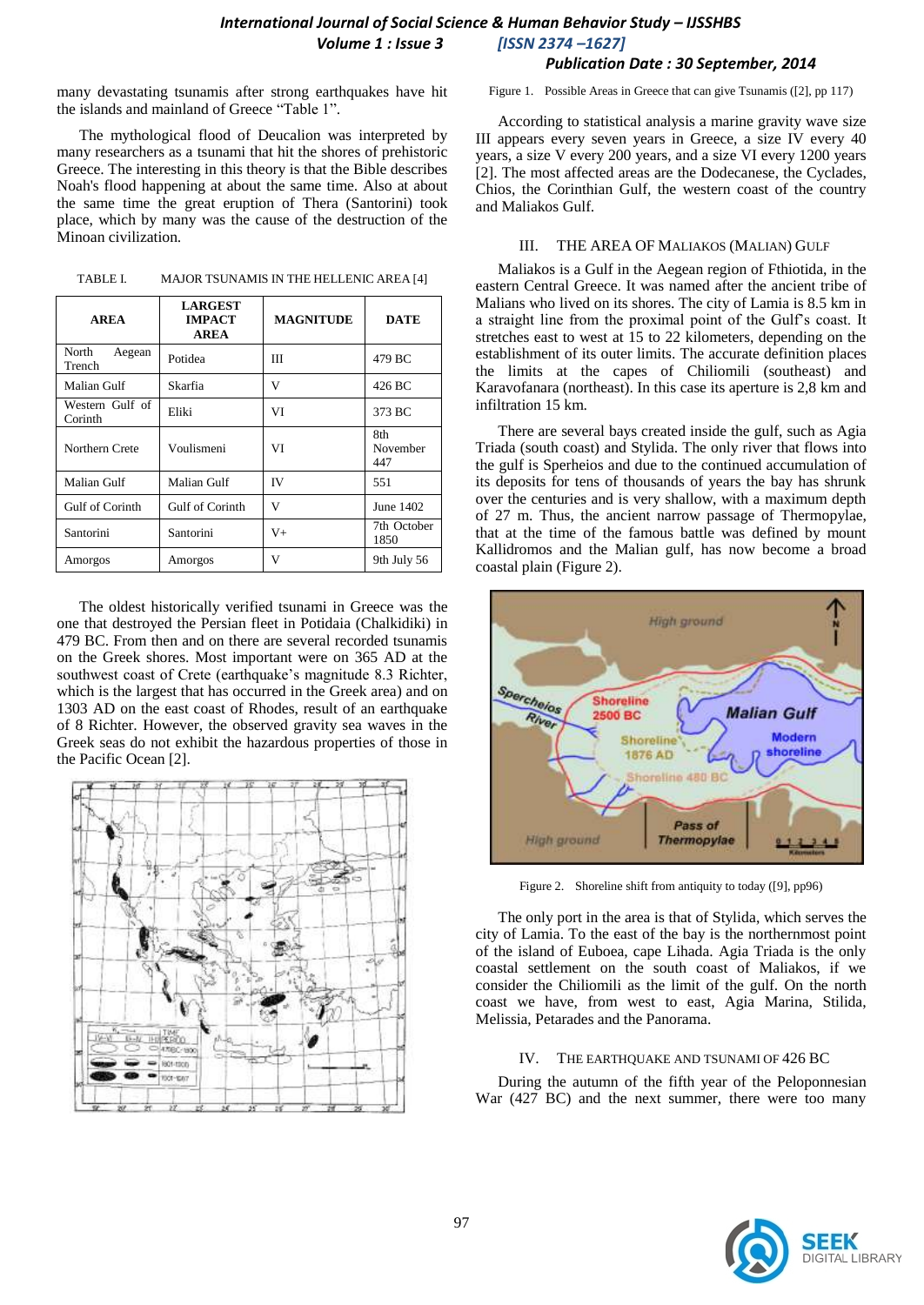many devastating tsunamis after strong earthquakes have hit the islands and mainland of Greece "Table 1".

The mythological flood of Deucalion was interpreted by many researchers as a tsunami that hit the shores of prehistoric Greece. The interesting in this theory is that the Bible describes Noah's flood happening at about the same time. Also at about the same time the great eruption of Thera (Santorini) took place, which by many was the cause of the destruction of the Minoan civilization.

TABLE I. MAJOR TSUNAMIS IN THE HELLENIC AREA [4]

| AREA | LARGEST IMPACT AREA | MAGNITUDE | DATE |
|---|---|---|---|
| North Aegean Trench | Potidea | III | 479 BC |
| Malian Gulf | Skarfia | V | 426 BC |
| Western Gulf of Corinth | Eliki | VI | 373 BC |
| Northern Crete | Voulismeni | VI | 8th November 447 |
| Malian Gulf | Malian Gulf | IV | 551 |
| Gulf of Corinth | Gulf of Corinth | V | June 1402 |
| Santorini | Santorini | V+ | 7th October 1850 |
| Amorgos | Amorgos | V | 9th July 56 |

The oldest historically verified tsunami in Greece was the one that destroyed the Persian fleet in Potidaia (Chalkidiki) in 479 BC. From then and on there are several recorded tsunamis on the Greek shores. Most important were on 365 AD at the southwest coast of Crete (earthquake's magnitude 8.3 Richter, which is the largest that has occurred in the Greek area) and on 1303 AD on the east coast of Rhodes, result of an earthquake of 8 Richter. However, the observed gravity sea waves in the Greek seas do not exhibit the hazardous properties of those in the Pacific Ocean [2].

Figure 1. Possible Areas in Greece that can give Tsunamis ([2], pp 117)

According to statistical analysis a marine gravity wave size III appears every seven years in Greece, a size IV every 40 years, a size V every 200 years, and a size VI every 1200 years [2]. The most affected areas are the Dodecanese, the Cyclades, Chios, the Corinthian Gulf, the western coast of the country and Maliakos Gulf.

## III. THE AREA OF MALIAKOS (MALIAN) GULF

Maliakos is a Gulf in the Aegean region of Fthiotida, in the eastern Central Greece. It was named after the ancient tribe of Malians who lived on its shores. The city of Lamia is 8.5 km in a straight line from the proximal point of the Gulf's coast. It stretches east to west at 15 to 22 kilometers, depending on the establishment of its outer limits. The accurate definition places the limits at the capes of Chiliomili (southeast) and Karavofanara (northeast). In this case its aperture is 2,8 km and infiltration 15 km.

There are several bays created inside the gulf, such as Agia Triada (south coast) and Stylida. The only river that flows into the gulf is Sperheios and due to the continued accumulation of its deposits for tens of thousands of years the bay has shrunk over the centuries and is very shallow, with a maximum depth of 27 m. Thus, the ancient narrow passage of Thermopylae, that at the time of the famous battle was defined by mount Kallidromos and the Malian gulf, has now become a broad coastal plain (Figure 2).

Figure 2. Shoreline shift from antiquity to today ([9], pp96)

The only port in the area is that of Stylida, which serves the city of Lamia. To the east of the bay is the northernmost point of the island of Euboea, cape Lihada. Agia Triada is the only coastal settlement on the south coast of Maliakos, if we consider the Chiliomili as the limit of the gulf. On the north coast we have, from west to east, Agia Marina, Stilida, Melissia, Petarades and the Panorama.

## IV. THE EARTHQUAKE AND TSUNAMI OF 426 BC

During the autumn of the fifth year of the Peloponnesian War (427 BC) and the next summer, there were too many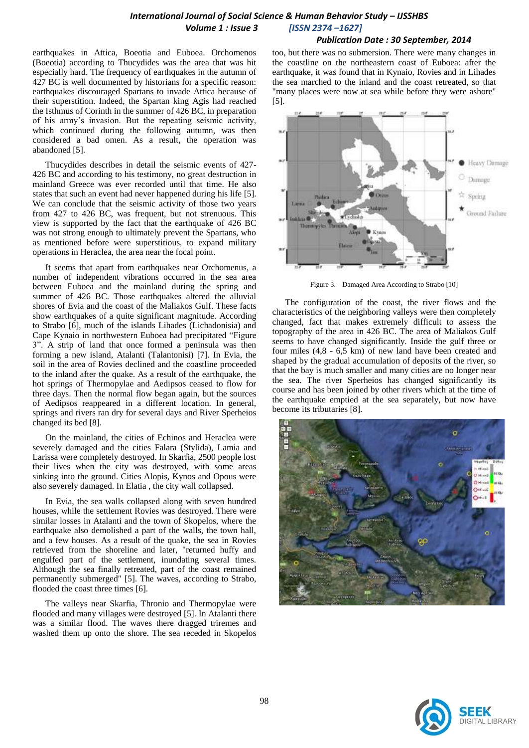earthquakes in Attica, Boeotia and Euboea. Orchomenos (Boeotia) according to Thucydides was the area that was hit especially hard. The frequency of earthquakes in the autumn of 427 BC is well documented by historians for a specific reason: earthquakes discouraged Spartans to invade Attica because of their superstition. Indeed, the Spartan king Agis had reached the Isthmus of Corinth in the summer of 426 BC, in preparation of his army's invasion. But the repeating seismic activity, which continued during the following autumn, was then considered a bad omen. As a result, the operation was abandoned [5].

Thucydides describes in detail the seismic events of 427-426 BC and according to his testimony, no great destruction in mainland Greece was ever recorded until that time. He also states that such an event had never happened during his life [5]. We can conclude that the seismic activity of those two years from 427 to 426 BC, was frequent, but not strenuous. This view is supported by the fact that the earthquake of 426 BC was not strong enough to ultimately prevent the Spartans, who as mentioned before were superstitious, to expand military operations in Heraclea, the area near the focal point.

It seems that apart from earthquakes near Orchomenus, a number of independent vibrations occurred in the sea area between Euboea and the mainland during the spring and summer of 426 BC. Those earthquakes altered the alluvial shores of Evia and the coast of the Maliakos Gulf. These facts show earthquakes of a quite significant magnitude. According to Strabo [6], much of the islands Lihades (Lichadonisia) and Cape Kynaio in northwestern Euboea had precipitated "Figure 3". A strip of land that once formed a peninsula was then forming a new island, Atalanti (Talantonisi) [7]. In Evia, the soil in the area of Rovies declined and the coastline proceeded to the inland after the quake. As a result of the earthquake, the hot springs of Thermopylae and Aedipsos ceased to flow for three days. Then the normal flow began again, but the sources of Aedipsos reappeared in a different location. In general, springs and rivers ran dry for several days and River Sperheios changed its bed [8].

On the mainland, the cities of Echinos and Heraclea were severely damaged and the cities Falara (Stylida), Lamia and Larissa were completely destroyed. In Skarfia, 2500 people lost their lives when the city was destroyed, with some areas sinking into the ground. Cities Alopis, Kynos and Opous were also severely damaged. In Elatia , the city wall collapsed.

In Evia, the sea walls collapsed along with seven hundred houses, while the settlement Rovies was destroyed. There were similar losses in Atalanti and the town of Skopelos, where the earthquake also demolished a part of the walls, the town hall, and a few houses. As a result of the quake, the sea in Rovies retrieved from the shoreline and later, "returned huffy and engulfed part of the settlement, inundating several times. Although the sea finally retreated, part of the coast remained permanently submerged" [5]. The waves, according to Strabo, flooded the coast three times [6].

The valleys near Skarfia, Thronio and Thermopylae were flooded and many villages were destroyed [5]. In Atalanti there was a similar flood. The waves there dragged triremes and washed them up onto the shore. The sea receded in Skopelos too, but there was no submersion. There were many changes in the coastline on the northeastern coast of Euboea: after the earthquake, it was found that in Kynaio, Rovies and in Lihades the sea marched to the inland and the coast retreated, so that "many places were now at sea while before they were ashore" [5].

Figure 3. Damaged Area According to Strabo [10]

The configuration of the coast, the river flows and the characteristics of the neighboring valleys were then completely changed, fact that makes extremely difficult to assess the topography of the area in 426 BC. The area of Maliakos Gulf seems to have changed significantly. Inside the gulf three or four miles (4,8 - 6,5 km) of new land have been created and shaped by the gradual accumulation of deposits of the river, so that the bay is much smaller and many cities are no longer near the sea. The river Sperheios has changed significantly its course and has been joined by other rivers which at the time of the earthquake emptied at the sea separately, but now have become its tributaries [8].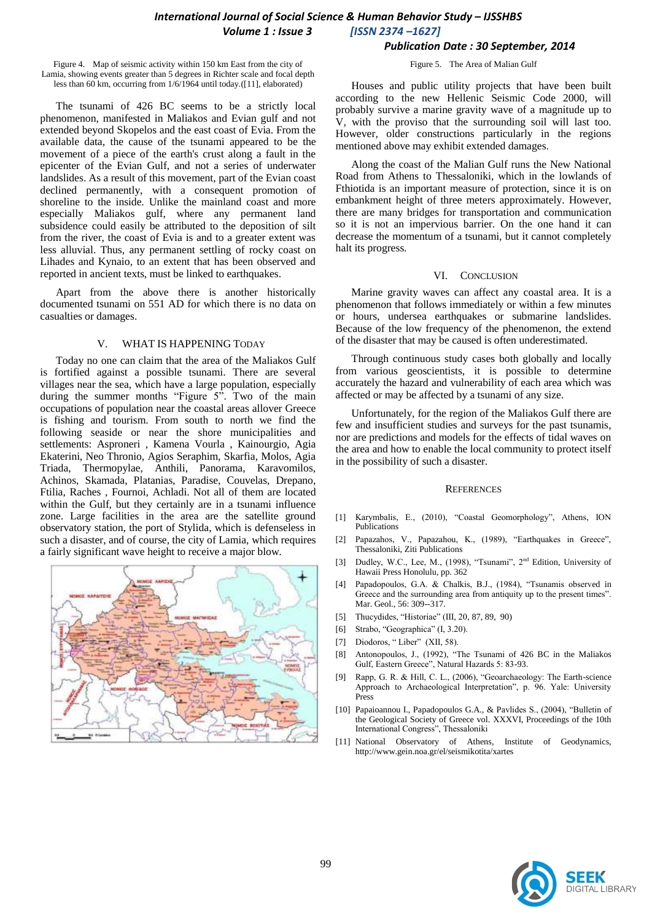Figure 4. Map of seismic activity within 150 km East from the city of Lamia, showing events greater than 5 degrees in Richter scale and focal depth less than 60 km, occurring from 1/6/1964 until today.([11], elaborated)

The tsunami of 426 BC seems to be a strictly local phenomenon, manifested in Maliakos and Evian gulf and not extended beyond Skopelos and the east coast of Evia. From the available data, the cause of the tsunami appeared to be the movement of a piece of the earth's crust along a fault in the epicenter of the Evian Gulf, and not a series of underwater landslides. As a result of this movement, part of the Evian coast declined permanently, with a consequent promotion of shoreline to the inside. Unlike the mainland coast and more especially Maliakos gulf, where any permanent land subsidence could easily be attributed to the deposition of silt from the river, the coast of Evia is and to a greater extent was less alluvial. Thus, any permanent settling of rocky coast on Lihades and Kynaio, to an extent that has been observed and reported in ancient texts, must be linked to earthquakes.

Apart from the above there is another historically documented tsunami on 551 AD for which there is no data on casualties or damages.

## V. What is Happening Today

Today no one can claim that the area of the Maliakos Gulf is fortified against a possible tsunami. There are several villages near the sea, which have a large population, especially during the summer months "Figure 5". Two of the main occupations of population near the coastal areas allover Greece is fishing and tourism. From south to north we find the following seaside or near the shore municipalities and settlements: Asproneri , Kamena Vourla , Kainourgio, Agia Ekaterini, Neo Thronio, Agios Seraphim, Skarfia, Molos, Agia Triada, Thermopylae, Anthili, Panorama, Karavomilos, Achinos, Skamada, Platanias, Paradise, Couvelas, Drepano, Ftilia, Raches , Fournoi, Achladi. Not all of them are located within the Gulf, but they certainly are in a tsunami influence zone. Large facilities in the area are the satellite ground observatory station, the port of Stylida, which is defenseless in such a disaster, and of course, the city of Lamia, which requires a fairly significant wave height to receive a major blow.

ΝΟΜΟΣ ΛΑΡΙΣΗΣ
ΝΟΜΟΣ ΚΑΡΔΙΤΣΗΣ
ΝΟΜΟΣ ΜΑΓΝΗΣΙΑΣ
ΝΟΜΟΣ ΕΥΡΥΤΑΝΙΑΣ
ΝΟΜΟΣ ΕΥΒΟΙΑΣ
ΝΟΜΟΣ ΦΩΚΙΔΟΣ
ΝΟΜΟΣ ΑΙΤΩΛΟΑΚΑΡΝΑΝΙΑΣ
ΝΟΜΟΣ ΒΟΙΩΤΙΑΣ

Figure 5. The Area of Malian Gulf

Houses and public utility projects that have been built according to the new Hellenic Seismic Code 2000, will probably survive a marine gravity wave of a magnitude up to V, with the proviso that the surrounding soil will last too. However, older constructions particularly in the regions mentioned above may exhibit extended damages.

Along the coast of the Malian Gulf runs the New National Road from Athens to Thessaloniki, which in the lowlands of Fthiotida is an important measure of protection, since it is on embankment height of three meters approximately. However, there are many bridges for transportation and communication so it is not an impervious barrier. On the one hand it can decrease the momentum of a tsunami, but it cannot completely halt its progress.

## VI. Conclusion

Marine gravity waves can affect any coastal area. It is a phenomenon that follows immediately or within a few minutes or hours, undersea earthquakes or submarine landslides. Because of the low frequency of the phenomenon, the extend of the disaster that may be caused is often underestimated.

Through continuous study cases both globally and locally from various geoscientists, it is possible to determine accurately the hazard and vulnerability of each area which was affected or may be affected by a tsunami of any size.

Unfortunately, for the region of the Maliakos Gulf there are few and insufficient studies and surveys for the past tsunamis, nor are predictions and models for the effects of tidal waves on the area and how to enable the local community to protect itself in the possibility of such a disaster.

## References

[1] Karymbalis, E., (2010), "Coastal Geomorphology", Athens, ION Publications

[2] Papazahos, V., Papazahou, K., (1989), "Earthquakes in Greece", Thessaloniki, Ziti Publications

[3] Dudley, W.C., Lee, M., (1998), "Tsunami", 2nd Edition, University of Hawaii Press Honolulu, pp. 362

[4] Papadopoulos, G.A. & Chalkis, B.J., (1984), "Tsunamis observed in Greece and the surrounding area from antiquity up to the present times". Mar. Geol., 56: 309--317.

[5] Thucydides, "Historiae" (III, 20, 87, 89, 90)

[6] Strabo, "Geographica" (I, 3.20).

[7] Diodoros, " Liber" (XII, 58).

[8] Antonopoulos, J., (1992), "The Tsunami of 426 BC in the Maliakos Gulf, Eastern Greece", Natural Hazards 5: 83-93.

[9] Rapp, G. R. & Hill, C. L., (2006), "Geoarchaeology: The Earth-science Approach to Archaeological Interpretation", p. 96. Yale: University Press

[10] Papaioannou I., Papadopoulos G.A., & Pavlides S., (2004), "Bulletin of the Geological Society of Greece vol. XXXVI, Proceedings of the 10th International Congress", Thessaloniki

[11] National Observatory of Athens, Institute of Geodynamics, http://www.gein.noa.gr/el/seismikotita/xartes